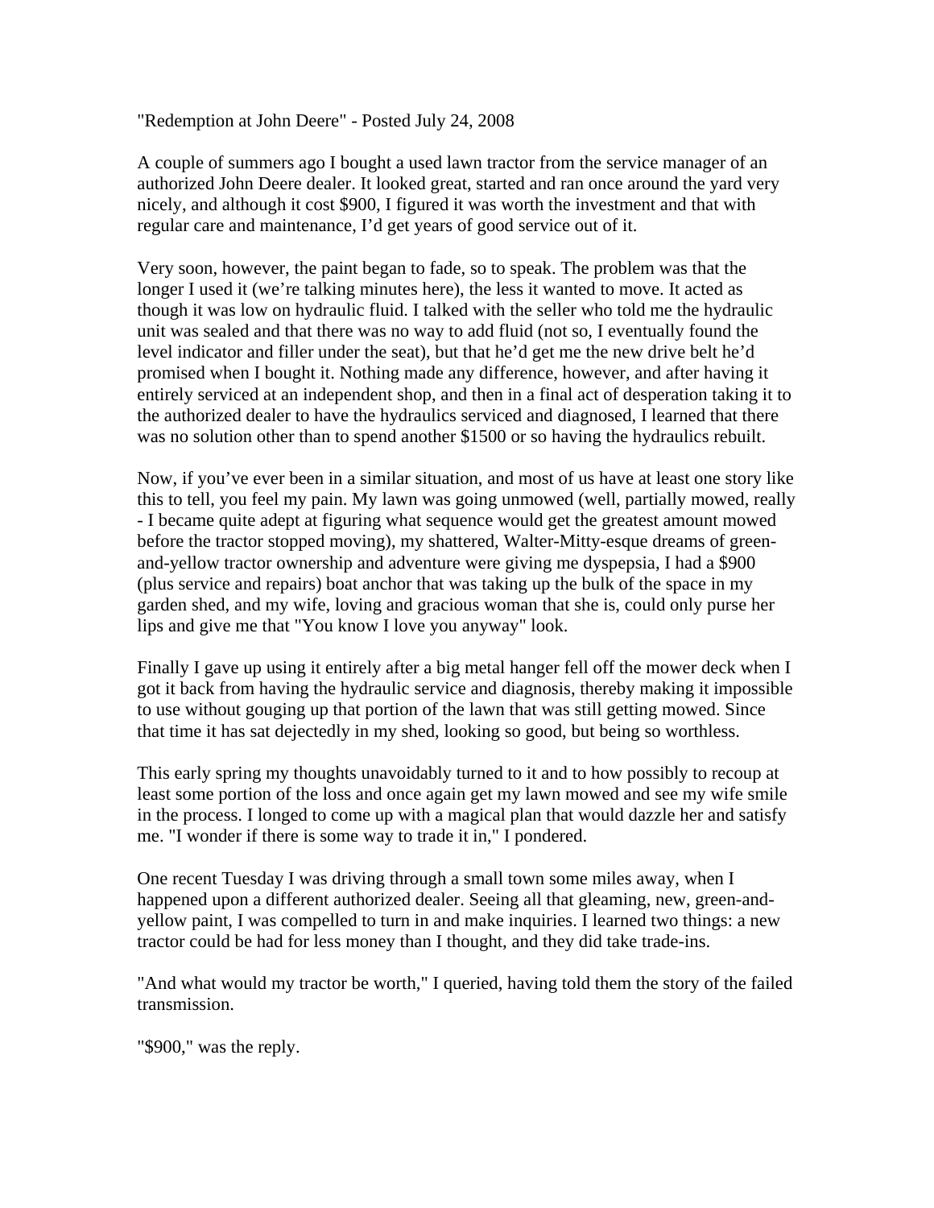"Redemption at John Deere" - Posted July 24, 2008

A couple of summers ago I bought a used lawn tractor from the service manager of an authorized John Deere dealer. It looked great, started and ran once around the yard very nicely, and although it cost $900, I figured it was worth the investment and that with regular care and maintenance, I'd get years of good service out of it.

Very soon, however, the paint began to fade, so to speak. The problem was that the longer I used it (we're talking minutes here), the less it wanted to move. It acted as though it was low on hydraulic fluid. I talked with the seller who told me the hydraulic unit was sealed and that there was no way to add fluid (not so, I eventually found the level indicator and filler under the seat), but that he'd get me the new drive belt he'd promised when I bought it. Nothing made any difference, however, and after having it entirely serviced at an independent shop, and then in a final act of desperation taking it to the authorized dealer to have the hydraulics serviced and diagnosed, I learned that there was no solution other than to spend another $1500 or so having the hydraulics rebuilt.

Now, if you've ever been in a similar situation, and most of us have at least one story like this to tell, you feel my pain. My lawn was going unmowed (well, partially mowed, really - I became quite adept at figuring what sequence would get the greatest amount mowed before the tractor stopped moving), my shattered, Walter-Mitty-esque dreams of green-and-yellow tractor ownership and adventure were giving me dyspepsia, I had a $900 (plus service and repairs) boat anchor that was taking up the bulk of the space in my garden shed, and my wife, loving and gracious woman that she is, could only purse her lips and give me that "You know I love you anyway" look.

Finally I gave up using it entirely after a big metal hanger fell off the mower deck when I got it back from having the hydraulic service and diagnosis, thereby making it impossible to use without gouging up that portion of the lawn that was still getting mowed. Since that time it has sat dejectedly in my shed, looking so good, but being so worthless.

This early spring my thoughts unavoidably turned to it and to how possibly to recoup at least some portion of the loss and once again get my lawn mowed and see my wife smile in the process. I longed to come up with a magical plan that would dazzle her and satisfy me. "I wonder if there is some way to trade it in," I pondered.

One recent Tuesday I was driving through a small town some miles away, when I happened upon a different authorized dealer. Seeing all that gleaming, new, green-and-yellow paint, I was compelled to turn in and make inquiries. I learned two things: a new tractor could be had for less money than I thought, and they did take trade-ins.

"And what would my tractor be worth," I queried, having told them the story of the failed transmission.

"$900," was the reply.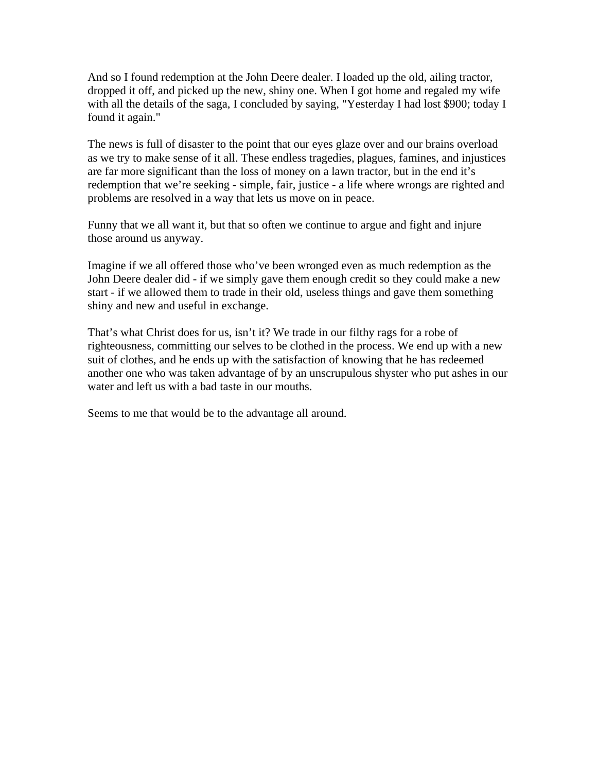And so I found redemption at the John Deere dealer. I loaded up the old, ailing tractor, dropped it off, and picked up the new, shiny one. When I got home and regaled my wife with all the details of the saga, I concluded by saying, "Yesterday I had lost $900; today I found it again."

The news is full of disaster to the point that our eyes glaze over and our brains overload as we try to make sense of it all. These endless tragedies, plagues, famines, and injustices are far more significant than the loss of money on a lawn tractor, but in the end it's redemption that we're seeking - simple, fair, justice - a life where wrongs are righted and problems are resolved in a way that lets us move on in peace.

Funny that we all want it, but that so often we continue to argue and fight and injure those around us anyway.

Imagine if we all offered those who've been wronged even as much redemption as the John Deere dealer did - if we simply gave them enough credit so they could make a new start - if we allowed them to trade in their old, useless things and gave them something shiny and new and useful in exchange.

That's what Christ does for us, isn't it? We trade in our filthy rags for a robe of righteousness, committing our selves to be clothed in the process. We end up with a new suit of clothes, and he ends up with the satisfaction of knowing that he has redeemed another one who was taken advantage of by an unscrupulous shyster who put ashes in our water and left us with a bad taste in our mouths.

Seems to me that would be to the advantage all around.